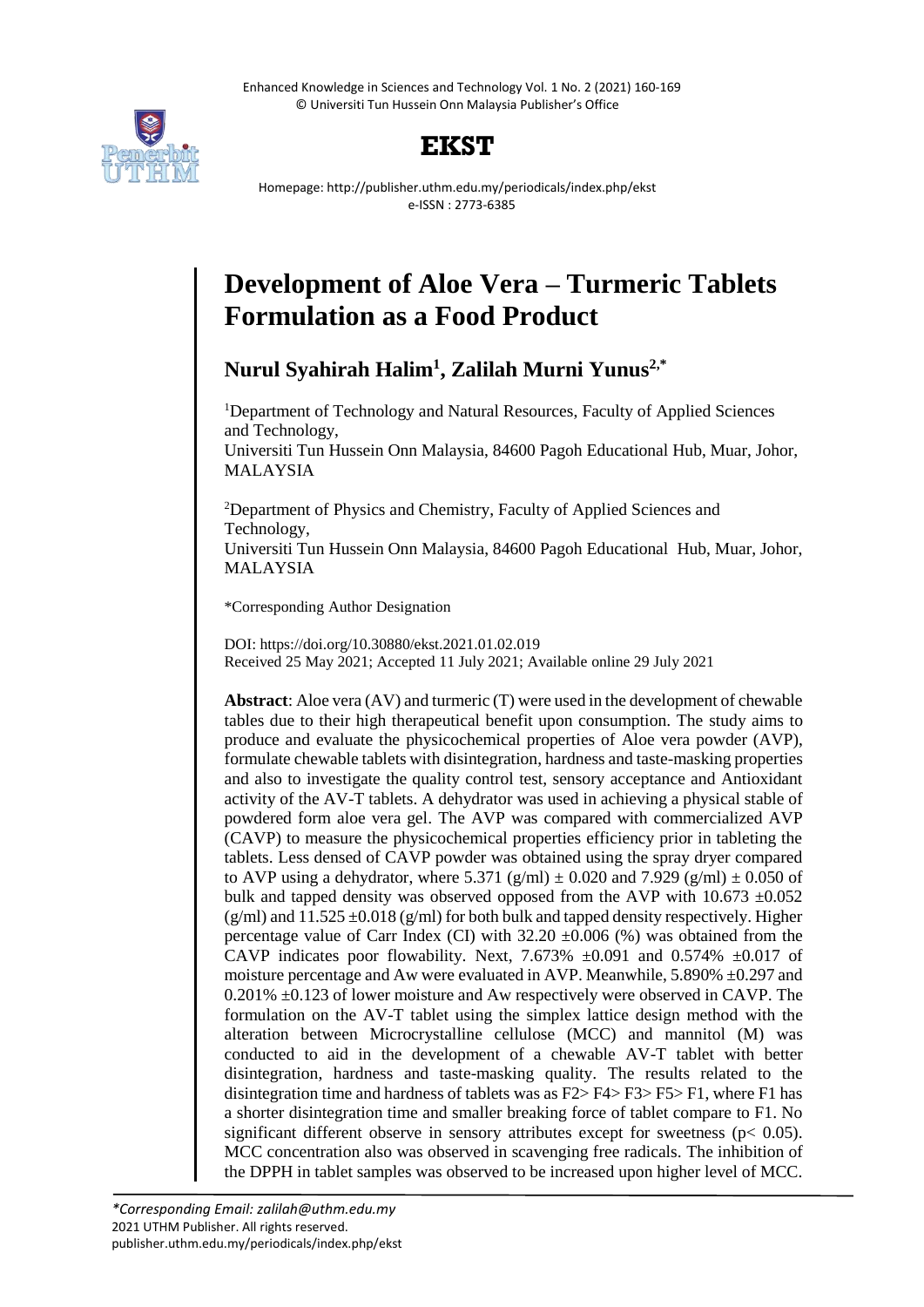# Development of Aloe Vera – Turmeric Tablets Formulation as a Food Product

**Nurul Syahirah Halim[1], Zalilah Murni Yunus[2,*]**

[1]Department of Technology and Natural Resources, Faculty of Applied Sciences and Technology,
Universiti Tun Hussein Onn Malaysia, 84600 Pagoh Educational Hub, Muar, Johor, MALAYSIA

[2]Department of Physics and Chemistry, Faculty of Applied Sciences and Technology,
Universiti Tun Hussein Onn Malaysia, 84600 Pagoh Educational Hub, Muar, Johor, MALAYSIA

*Corresponding Author Designation

DOI: https://doi.org/10.30880/ekst.2021.01.02.019
Received 25 May 2021; Accepted 11 July 2021; Available online 29 July 2021

**Abstract**: Aloe vera (AV) and turmeric (T) were used in the development of chewable tables due to their high therapeutical benefit upon consumption. The study aims to produce and evaluate the physicochemical properties of Aloe vera powder (AVP), formulate chewable tablets with disintegration, hardness and taste-masking properties and also to investigate the quality control test, sensory acceptance and Antioxidant activity of the AV-T tablets. A dehydrator was used in achieving a physical stable of powdered form aloe vera gel. The AVP was compared with commercialized AVP (CAVP) to measure the physicochemical properties efficiency prior in tableting the tablets. Less densed of CAVP powder was obtained using the spray dryer compared to AVP using a dehydrator, where 5.371 (g/ml) $\pm$ 0.020 and 7.929 (g/ml) $\pm$ 0.050 of bulk and tapped density was observed opposed from the AVP with 10.673 $\pm$0.052 (g/ml) and 11.525 $\pm$0.018 (g/ml) for both bulk and tapped density respectively. Higher percentage value of Carr Index (CI) with 32.20 $\pm$0.006 (%) was obtained from the CAVP indicates poor flowability. Next, 7.673% $\pm$0.091 and 0.574% $\pm$0.017 of moisture percentage and Aw were evaluated in AVP. Meanwhile, 5.890% $\pm$0.297 and 0.201% $\pm$0.123 of lower moisture and Aw respectively were observed in CAVP. The formulation on the AV-T tablet using the simplex lattice design method with the alteration between Microcrystalline cellulose (MCC) and mannitol (M) was conducted to aid in the development of a chewable AV-T tablet with better disintegration, hardness and taste-masking quality. The results related to the disintegration time and hardness of tablets was as F2> F4> F3> F5> F1, where F1 has a shorter disintegration time and smaller breaking force of tablet compare to F1. No significant different observe in sensory attributes except for sweetness ($p < 0.05$). MCC concentration also was observed in scavenging free radicals. The inhibition of the DPPH in tablet samples was observed to be increased upon higher level of MCC.

*Corresponding Email: zalilah@uthm.edu.my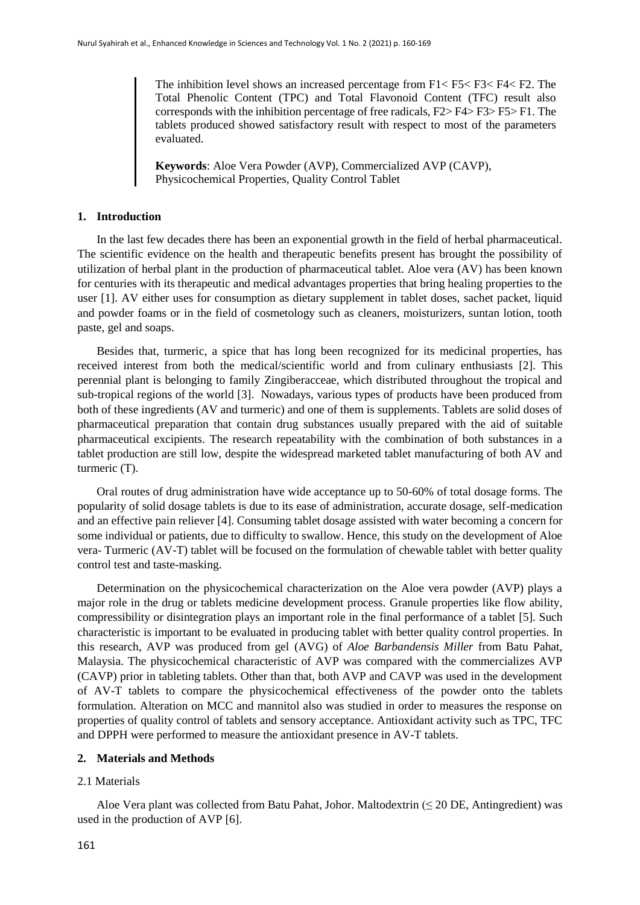The inhibition level shows an increased percentage from F1< F5< F3< F4< F2. The Total Phenolic Content (TPC) and Total Flavonoid Content (TFC) result also corresponds with the inhibition percentage of free radicals, F2> F4> F3> F5> F1. The tablets produced showed satisfactory result with respect to most of the parameters evaluated.

**Keywords**: Aloe Vera Powder (AVP), Commercialized AVP (CAVP), Physicochemical Properties, Quality Control Tablet

## 1. Introduction

In the last few decades there has been an exponential growth in the field of herbal pharmaceutical. The scientific evidence on the health and therapeutic benefits present has brought the possibility of utilization of herbal plant in the production of pharmaceutical tablet. Aloe vera (AV) has been known for centuries with its therapeutic and medical advantages properties that bring healing properties to the user [1]. AV either uses for consumption as dietary supplement in tablet doses, sachet packet, liquid and powder foams or in the field of cosmetology such as cleaners, moisturizers, suntan lotion, tooth paste, gel and soaps.

Besides that, turmeric, a spice that has long been recognized for its medicinal properties, has received interest from both the medical/scientific world and from culinary enthusiasts [2]. This perennial plant is belonging to family Zingiberacceae, which distributed throughout the tropical and sub-tropical regions of the world [3]. Nowadays, various types of products have been produced from both of these ingredients (AV and turmeric) and one of them is supplements. Tablets are solid doses of pharmaceutical preparation that contain drug substances usually prepared with the aid of suitable pharmaceutical excipients. The research repeatability with the combination of both substances in a tablet production are still low, despite the widespread marketed tablet manufacturing of both AV and turmeric (T).

Oral routes of drug administration have wide acceptance up to 50-60% of total dosage forms. The popularity of solid dosage tablets is due to its ease of administration, accurate dosage, self-medication and an effective pain reliever [4]. Consuming tablet dosage assisted with water becoming a concern for some individual or patients, due to difficulty to swallow. Hence, this study on the development of Aloe vera- Turmeric (AV-T) tablet will be focused on the formulation of chewable tablet with better quality control test and taste-masking.

Determination on the physicochemical characterization on the Aloe vera powder (AVP) plays a major role in the drug or tablets medicine development process. Granule properties like flow ability, compressibility or disintegration plays an important role in the final performance of a tablet [5]. Such characteristic is important to be evaluated in producing tablet with better quality control properties. In this research, AVP was produced from gel (AVG) of *Aloe Barbandensis Miller* from Batu Pahat, Malaysia. The physicochemical characteristic of AVP was compared with the commercializes AVP (CAVP) prior in tableting tablets. Other than that, both AVP and CAVP was used in the development of AV-T tablets to compare the physicochemical effectiveness of the powder onto the tablets formulation. Alteration on MCC and mannitol also was studied in order to measures the response on properties of quality control of tablets and sensory acceptance. Antioxidant activity such as TPC, TFC and DPPH were performed to measure the antioxidant presence in AV-T tablets.

## 2. Materials and Methods

### 2.1 Materials

Aloe Vera plant was collected from Batu Pahat, Johor. Maltodextrin (≤ 20 DE, Antingredient) was used in the production of AVP [6].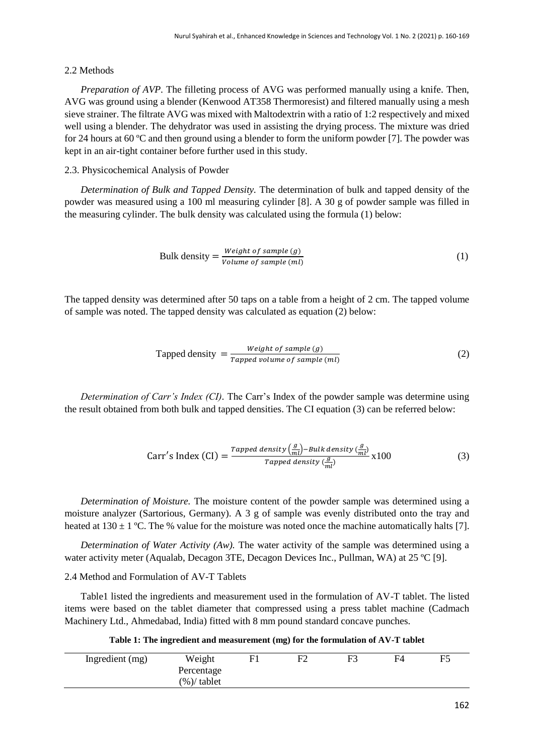2.2 Methods

*Preparation of AVP.* The filleting process of AVG was performed manually using a knife. Then, AVG was ground using a blender (Kenwood AT358 Thermoresist) and filtered manually using a mesh sieve strainer. The filtrate AVG was mixed with Maltodextrin with a ratio of 1:2 respectively and mixed well using a blender. The dehydrator was used in assisting the drying process. The mixture was dried for 24 hours at 60 ºC and then ground using a blender to form the uniform powder [7]. The powder was kept in an air-tight container before further used in this study.

2.3. Physicochemical Analysis of Powder

*Determination of Bulk and Tapped Density.* The determination of bulk and tapped density of the powder was measured using a 100 ml measuring cylinder [8]. A 30 g of powder sample was filled in the measuring cylinder. The bulk density was calculated using the formula (1) below:

$$\text{Bulk density} = \frac{Weight\ of\ sample\ (g)}{Volume\ of\ sample\ (ml)} \tag{1}$$

The tapped density was determined after 50 taps on a table from a height of 2 cm. The tapped volume of sample was noted. The tapped density was calculated as equation (2) below:

$$\text{Tapped density} = \frac{Weight\ of\ sample\ (g)}{Tapped\ volume\ of\ sample\ (ml)} \tag{2}$$

*Determination of Carr's Index (CI).* The Carr's Index of the powder sample was determine using the result obtained from both bulk and tapped densities. The CI equation (3) can be referred below:

$$\text{Carr's Index (CI)} = \frac{Tapped\ density\left(\frac{g}{ml}\right) - Bulk\ density\left(\frac{g}{ml}\right)}{Tapped\ density\left(\frac{g}{ml}\right)} \text{x}100 \tag{3}$$

*Determination of Moisture.* The moisture content of the powder sample was determined using a moisture analyzer (Sartorious, Germany). A 3 g of sample was evenly distributed onto the tray and heated at 130 ± 1 ºC. The % value for the moisture was noted once the machine automatically halts [7].

*Determination of Water Activity (Aw).* The water activity of the sample was determined using a water activity meter (Aqualab, Decagon 3TE, Decagon Devices Inc., Pullman, WA) at 25 ºC [9].

2.4 Method and Formulation of AV-T Tablets

Table1 listed the ingredients and measurement used in the formulation of AV-T tablet. The listed items were based on the tablet diameter that compressed using a press tablet machine (Cadmach Machinery Ltd., Ahmedabad, India) fitted with 8 mm pound standard concave punches.

**Table 1: The ingredient and measurement (mg) for the formulation of AV-T tablet**

| Ingredient (mg) | Weight Percentage (%)/ tablet | F1 | F2 | F3 | F4 | F5 |
|---|---|---|---|---|---|---|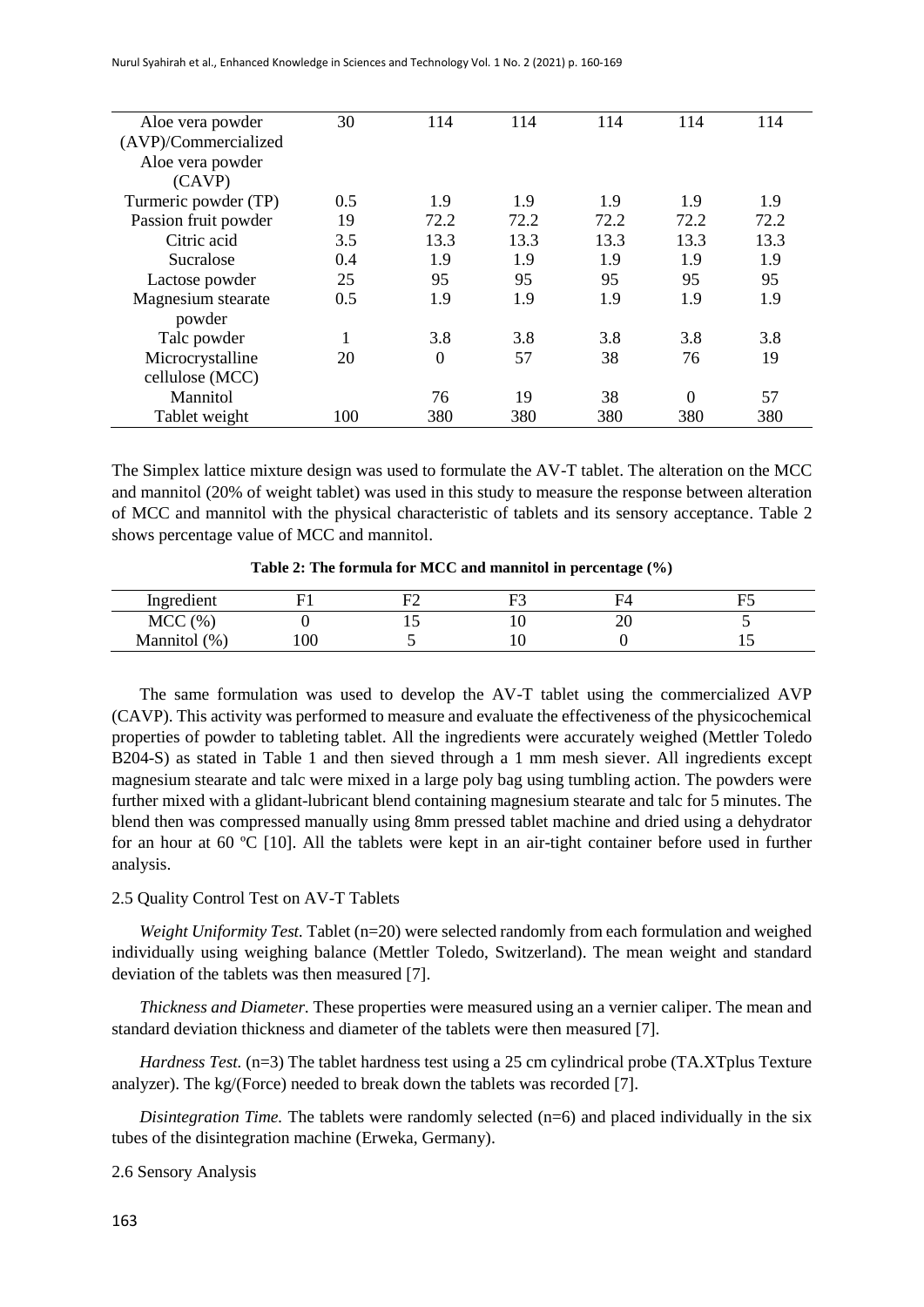| | | | | | | |
|---|---|---|---|---|---|---|
| Aloe vera powder (AVP)/Commercialized Aloe vera powder (CAVP) | 30 | 114 | 114 | 114 | 114 | 114 |
| Turmeric powder (TP) | 0.5 | 1.9 | 1.9 | 1.9 | 1.9 | 1.9 |
| Passion fruit powder | 19 | 72.2 | 72.2 | 72.2 | 72.2 | 72.2 |
| Citric acid | 3.5 | 13.3 | 13.3 | 13.3 | 13.3 | 13.3 |
| Sucralose | 0.4 | 1.9 | 1.9 | 1.9 | 1.9 | 1.9 |
| Lactose powder | 25 | 95 | 95 | 95 | 95 | 95 |
| Magnesium stearate powder | 0.5 | 1.9 | 1.9 | 1.9 | 1.9 | 1.9 |
| Talc powder | 1 | 3.8 | 3.8 | 3.8 | 3.8 | 3.8 |
| Microcrystalline cellulose (MCC) | 20 | 0 | 57 | 38 | 76 | 19 |
| Mannitol | | 76 | 19 | 38 | 0 | 57 |
| Tablet weight | 100 | 380 | 380 | 380 | 380 | 380 |

The Simplex lattice mixture design was used to formulate the AV-T tablet. The alteration on the MCC and mannitol (20% of weight tablet) was used in this study to measure the response between alteration of MCC and mannitol with the physical characteristic of tablets and its sensory acceptance. Table 2 shows percentage value of MCC and mannitol.

**Table 2: The formula for MCC and mannitol in percentage (%)**

| Ingredient | F1 | F2 | F3 | F4 | F5 |
|---|---|---|---|---|---|
| MCC (%) | 0 | 15 | 10 | 20 | 5 |
| Mannitol (%) | 100 | 5 | 10 | 0 | 15 |

The same formulation was used to develop the AV-T tablet using the commercialized AVP (CAVP). This activity was performed to measure and evaluate the effectiveness of the physicochemical properties of powder to tableting tablet. All the ingredients were accurately weighed (Mettler Toledo B204-S) as stated in Table 1 and then sieved through a 1 mm mesh siever. All ingredients except magnesium stearate and talc were mixed in a large poly bag using tumbling action. The powders were further mixed with a glidant-lubricant blend containing magnesium stearate and talc for 5 minutes. The blend then was compressed manually using 8mm pressed tablet machine and dried using a dehydrator for an hour at 60 ºC [10]. All the tablets were kept in an air-tight container before used in further analysis.

2.5 Quality Control Test on AV-T Tablets

*Weight Uniformity Test.* Tablet (n=20) were selected randomly from each formulation and weighed individually using weighing balance (Mettler Toledo, Switzerland). The mean weight and standard deviation of the tablets was then measured [7].

*Thickness and Diameter.* These properties were measured using an a vernier caliper. The mean and standard deviation thickness and diameter of the tablets were then measured [7].

*Hardness Test.* (n=3) The tablet hardness test using a 25 cm cylindrical probe (TA.XTplus Texture analyzer). The kg/(Force) needed to break down the tablets was recorded [7].

*Disintegration Time.* The tablets were randomly selected (n=6) and placed individually in the six tubes of the disintegration machine (Erweka, Germany).

2.6 Sensory Analysis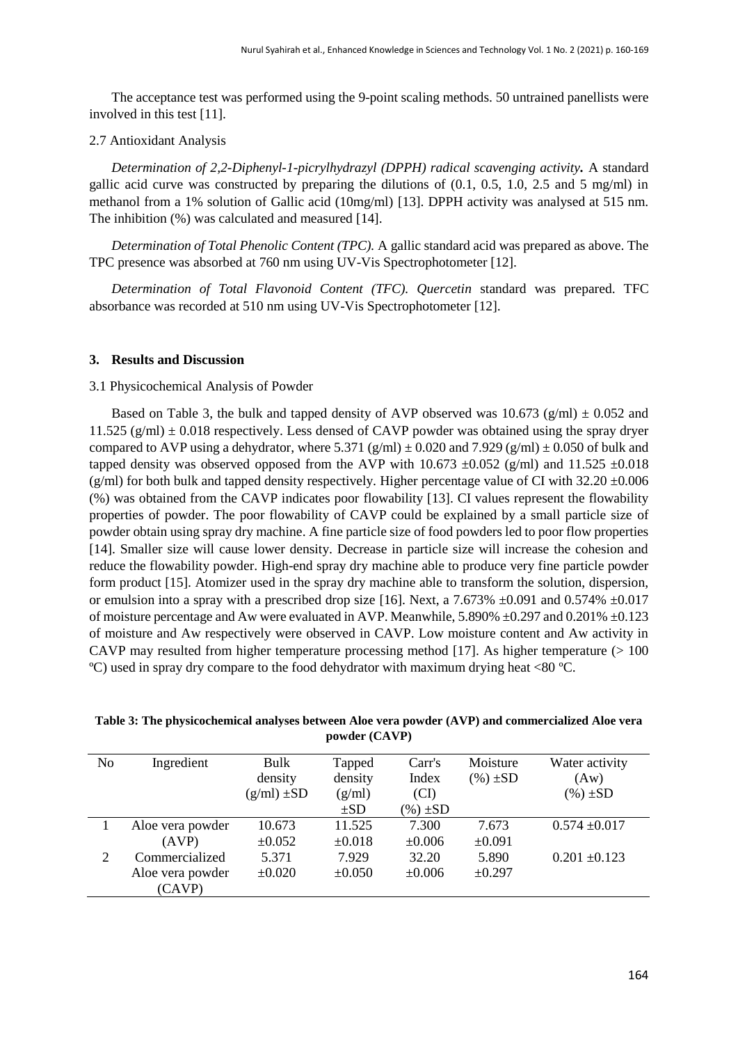The acceptance test was performed using the 9-point scaling methods. 50 untrained panellists were involved in this test [11].

2.7 Antioxidant Analysis

*Determination of 2,2-Diphenyl-1-picrylhydrazyl (DPPH) radical scavenging activity.* A standard gallic acid curve was constructed by preparing the dilutions of (0.1, 0.5, 1.0, 2.5 and 5 mg/ml) in methanol from a 1% solution of Gallic acid (10mg/ml) [13]. DPPH activity was analysed at 515 nm. The inhibition (%) was calculated and measured [14].

*Determination of Total Phenolic Content (TPC).* A gallic standard acid was prepared as above. The TPC presence was absorbed at 760 nm using UV-Vis Spectrophotometer [12].

*Determination of Total Flavonoid Content (TFC). Quercetin* standard was prepared. TFC absorbance was recorded at 510 nm using UV-Vis Spectrophotometer [12].

## 3. Results and Discussion

3.1 Physicochemical Analysis of Powder

Based on Table 3, the bulk and tapped density of AVP observed was 10.673 (g/ml) ± 0.052 and 11.525 (g/ml) ± 0.018 respectively. Less densed of CAVP powder was obtained using the spray dryer compared to AVP using a dehydrator, where 5.371 (g/ml) ± 0.020 and 7.929 (g/ml) ± 0.050 of bulk and tapped density was observed opposed from the AVP with 10.673 ±0.052 (g/ml) and 11.525 ±0.018 (g/ml) for both bulk and tapped density respectively. Higher percentage value of CI with 32.20 ±0.006 (%) was obtained from the CAVP indicates poor flowability [13]. CI values represent the flowability properties of powder. The poor flowability of CAVP could be explained by a small particle size of powder obtain using spray dry machine. A fine particle size of food powders led to poor flow properties [14]. Smaller size will cause lower density. Decrease in particle size will increase the cohesion and reduce the flowability powder. High-end spray dry machine able to produce very fine particle powder form product [15]. Atomizer used in the spray dry machine able to transform the solution, dispersion, or emulsion into a spray with a prescribed drop size [16]. Next, a 7.673% ±0.091 and 0.574% ±0.017 of moisture percentage and Aw were evaluated in AVP. Meanwhile, 5.890% ±0.297 and 0.201% ±0.123 of moisture and Aw respectively were observed in CAVP. Low moisture content and Aw activity in CAVP may resulted from higher temperature processing method [17]. As higher temperature (> 100 ºC) used in spray dry compare to the food dehydrator with maximum drying heat <80 ºC.

**Table 3: The physicochemical analyses between Aloe vera powder (AVP) and commercialized Aloe vera powder (CAVP)**

| No | Ingredient | Bulk density (g/ml) ±SD | Tapped density (g/ml) ±SD | Carr's Index (CI) (%) ±SD | Moisture (%) ±SD | Water activity (Aw) (%) ±SD |
|---|---|---|---|---|---|---|
| 1 | Aloe vera powder (AVP) | 10.673 ±0.052 | 11.525 ±0.018 | 7.300 ±0.006 | 7.673 ±0.091 | 0.574 ±0.017 |
| 2 | Commercialized Aloe vera powder (CAVP) | 5.371 ±0.020 | 7.929 ±0.050 | 32.20 ±0.006 | 5.890 ±0.297 | 0.201 ±0.123 |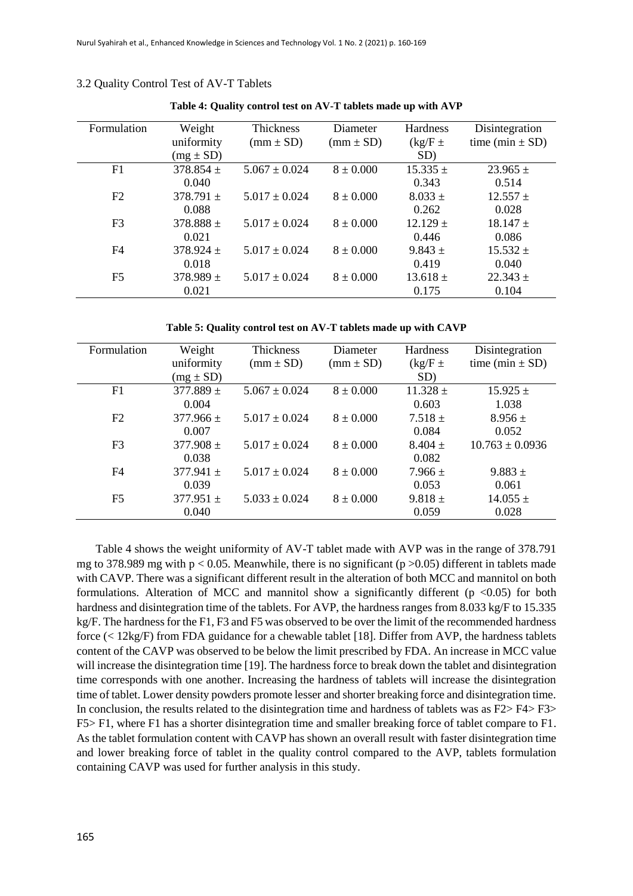### 3.2 Quality Control Test of AV-T Tablets

**Table 4: Quality control test on AV-T tablets made up with AVP**

| Formulation | Weight uniformity (mg ± SD) | Thickness (mm ± SD) | Diameter (mm ± SD) | Hardness (kg/F ± SD) | Disintegration time (min ± SD) |
|---|---|---|---|---|---|
| F1 | 378.854 ± 0.040 | 5.067 ± 0.024 | 8 ± 0.000 | 15.335 ± 0.343 | 23.965 ± 0.514 |
| F2 | 378.791 ± 0.088 | 5.017 ± 0.024 | 8 ± 0.000 | 8.033 ± 0.262 | 12.557 ± 0.028 |
| F3 | 378.888 ± 0.021 | 5.017 ± 0.024 | 8 ± 0.000 | 12.129 ± 0.446 | 18.147 ± 0.086 |
| F4 | 378.924 ± 0.018 | 5.017 ± 0.024 | 8 ± 0.000 | 9.843 ± 0.419 | 15.532 ± 0.040 |
| F5 | 378.989 ± 0.021 | 5.017 ± 0.024 | 8 ± 0.000 | 13.618 ± 0.175 | 22.343 ± 0.104 |

**Table 5: Quality control test on AV-T tablets made up with CAVP**

| Formulation | Weight uniformity (mg ± SD) | Thickness (mm ± SD) | Diameter (mm ± SD) | Hardness (kg/F ± SD) | Disintegration time (min ± SD) |
|---|---|---|---|---|---|
| F1 | 377.889 ± 0.004 | 5.067 ± 0.024 | 8 ± 0.000 | 11.328 ± 0.603 | 15.925 ± 1.038 |
| F2 | 377.966 ± 0.007 | 5.017 ± 0.024 | 8 ± 0.000 | 7.518 ± 0.084 | 8.956 ± 0.052 |
| F3 | 377.908 ± 0.038 | 5.017 ± 0.024 | 8 ± 0.000 | 8.404 ± 0.082 | 10.763 ± 0.0936 |
| F4 | 377.941 ± 0.039 | 5.017 ± 0.024 | 8 ± 0.000 | 7.966 ± 0.053 | 9.883 ± 0.061 |
| F5 | 377.951 ± 0.040 | 5.033 ± 0.024 | 8 ± 0.000 | 9.818 ± 0.059 | 14.055 ± 0.028 |

Table 4 shows the weight uniformity of AV-T tablet made with AVP was in the range of 378.791 mg to 378.989 mg with $p < 0.05$. Meanwhile, there is no significant ($p > 0.05$) different in tablets made with CAVP. There was a significant different result in the alteration of both MCC and mannitol on both formulations. Alteration of MCC and mannitol show a significantly different ($p < 0.05$) for both hardness and disintegration time of the tablets. For AVP, the hardness ranges from 8.033 kg/F to 15.335 kg/F. The hardness for the F1, F3 and F5 was observed to be over the limit of the recommended hardness force (< 12kg/F) from FDA guidance for a chewable tablet [18]. Differ from AVP, the hardness tablets content of the CAVP was observed to be below the limit prescribed by FDA. An increase in MCC value will increase the disintegration time [19]. The hardness force to break down the tablet and disintegration time corresponds with one another. Increasing the hardness of tablets will increase the disintegration time of tablet. Lower density powders promote lesser and shorter breaking force and disintegration time. In conclusion, the results related to the disintegration time and hardness of tablets was as F2> F4> F3> F5> F1, where F1 has a shorter disintegration time and smaller breaking force of tablet compare to F1. As the tablet formulation content with CAVP has shown an overall result with faster disintegration time and lower breaking force of tablet in the quality control compared to the AVP, tablets formulation containing CAVP was used for further analysis in this study.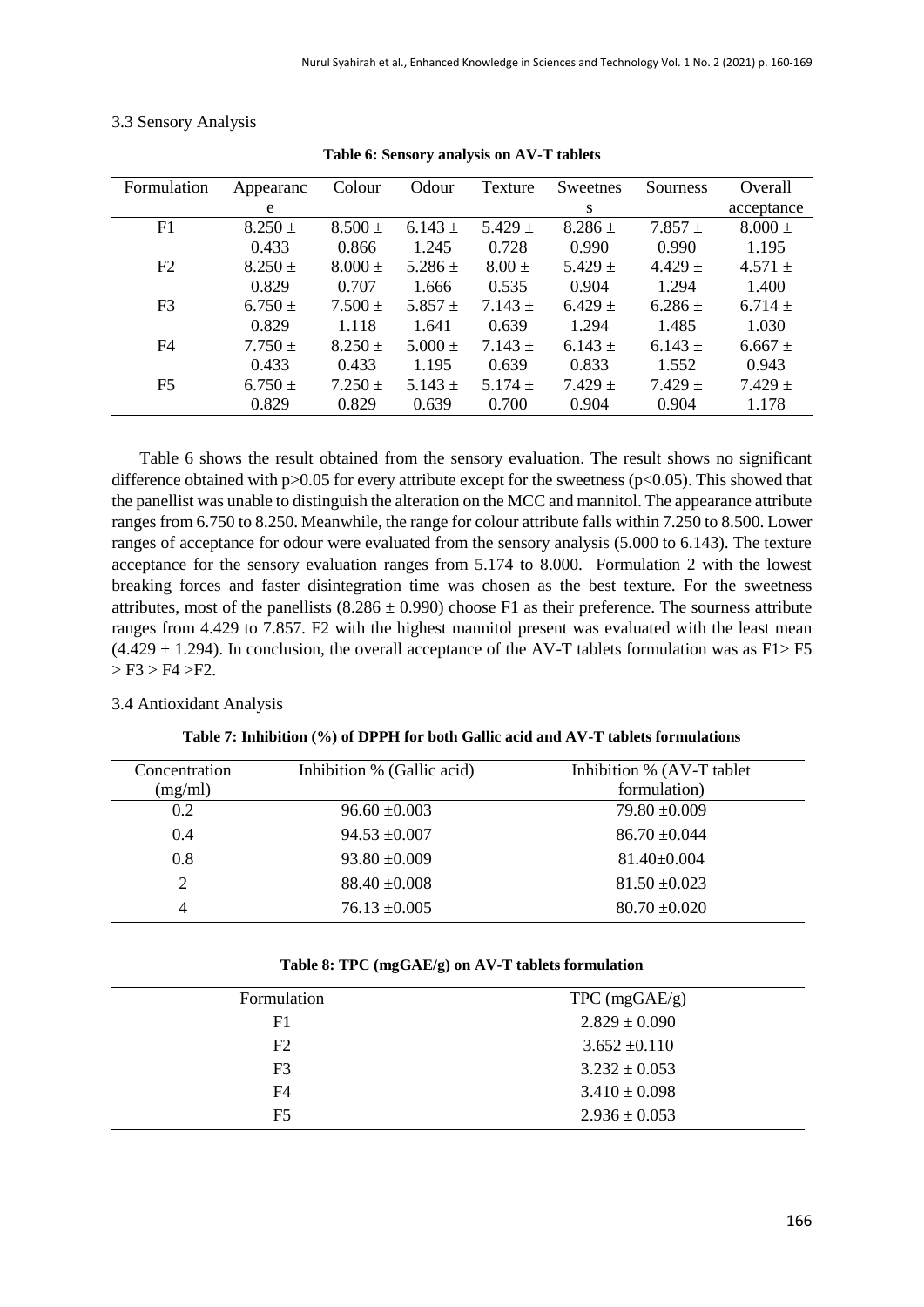### 3.3 Sensory Analysis

**Table 6: Sensory analysis on AV-T tablets**

| Formulation | Appearance | Colour | Odour | Texture | Sweetness | Sourness | Overall acceptance |
|---|---|---|---|---|---|---|---|
| F1 | 8.250 ± 0.433 | 8.500 ± 0.866 | 6.143 ± 1.245 | 5.429 ± 0.728 | 8.286 ± 0.990 | 7.857 ± 0.990 | 8.000 ± 1.195 |
| F2 | 8.250 ± 0.829 | 8.000 ± 0.707 | 5.286 ± 1.666 | 8.00 ± 0.535 | 5.429 ± 0.904 | 4.429 ± 1.294 | 4.571 ± 1.400 |
| F3 | 6.750 ± 0.829 | 7.500 ± 1.118 | 5.857 ± 1.641 | 7.143 ± 0.639 | 6.429 ± 1.294 | 6.286 ± 1.485 | 6.714 ± 1.030 |
| F4 | 7.750 ± 0.433 | 8.250 ± 0.433 | 5.000 ± 1.195 | 7.143 ± 0.639 | 6.143 ± 0.833 | 6.143 ± 1.552 | 6.667 ± 0.943 |
| F5 | 6.750 ± 0.829 | 7.250 ± 0.829 | 5.143 ± 0.639 | 5.174 ± 0.700 | 7.429 ± 0.904 | 7.429 ± 0.904 | 7.429 ± 1.178 |

Table 6 shows the result obtained from the sensory evaluation. The result shows no significant difference obtained with $p>0.05$ for every attribute except for the sweetness ($p<0.05$). This showed that the panellist was unable to distinguish the alteration on the MCC and mannitol. The appearance attribute ranges from 6.750 to 8.250. Meanwhile, the range for colour attribute falls within 7.250 to 8.500. Lower ranges of acceptance for odour were evaluated from the sensory analysis (5.000 to 6.143). The texture acceptance for the sensory evaluation ranges from 5.174 to 8.000. Formulation 2 with the lowest breaking forces and faster disintegration time was chosen as the best texture. For the sweetness attributes, most of the panellists (8.286 ± 0.990) choose F1 as their preference. The sourness attribute ranges from 4.429 to 7.857. F2 with the highest mannitol present was evaluated with the least mean (4.429 ± 1.294). In conclusion, the overall acceptance of the AV-T tablets formulation was as F1 > F5 > F3 > F4 > F2.

### 3.4 Antioxidant Analysis

**Table 7: Inhibition (%) of DPPH for both Gallic acid and AV-T tablets formulations**

| Concentration (mg/ml) | Inhibition % (Gallic acid) | Inhibition % (AV-T tablet formulation) |
|---|---|---|
| 0.2 | 96.60 ±0.003 | 79.80 ±0.009 |
| 0.4 | 94.53 ±0.007 | 86.70 ±0.044 |
| 0.8 | 93.80 ±0.009 | 81.40±0.004 |
| 2 | 88.40 ±0.008 | 81.50 ±0.023 |
| 4 | 76.13 ±0.005 | 80.70 ±0.020 |

**Table 8: TPC (mgGAE/g) on AV-T tablets formulation**

| Formulation | TPC (mgGAE/g) |
|---|---|
| F1 | 2.829 ± 0.090 |
| F2 | 3.652 ±0.110 |
| F3 | 3.232 ± 0.053 |
| F4 | 3.410 ± 0.098 |
| F5 | 2.936 ± 0.053 |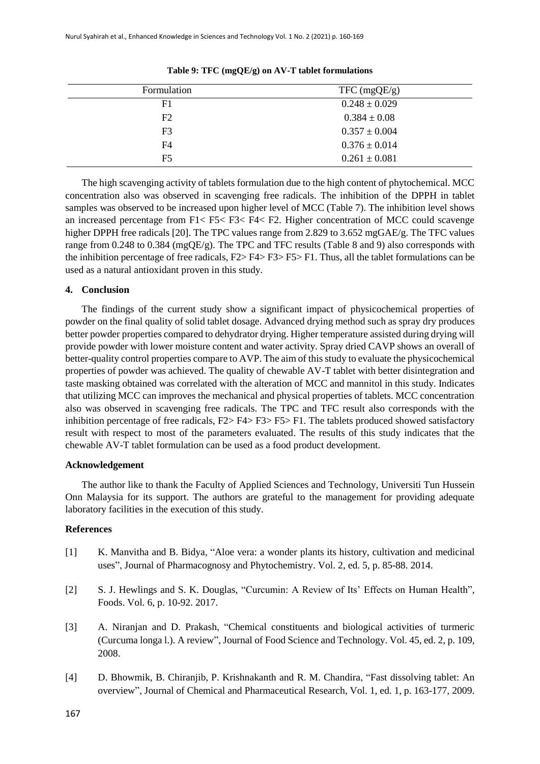**Table 9: TFC (mgQE/g) on AV-T tablet formulations**

| Formulation | TFC (mgQE/g) |
|---|---|
| F1 | $0.248 \pm 0.029$ |
| F2 | $0.384 \pm 0.08$ |
| F3 | $0.357 \pm 0.004$ |
| F4 | $0.376 \pm 0.014$ |
| F5 | $0.261 \pm 0.081$ |

The high scavenging activity of tablets formulation due to the high content of phytochemical. MCC concentration also was observed in scavenging free radicals. The inhibition of the DPPH in tablet samples was observed to be increased upon higher level of MCC (Table 7). The inhibition level shows an increased percentage from F1< F5< F3< F4< F2. Higher concentration of MCC could scavenge higher DPPH free radicals [20]. The TPC values range from 2.829 to 3.652 mgGAE/g. The TFC values range from 0.248 to 0.384 (mgQE/g). The TPC and TFC results (Table 8 and 9) also corresponds with the inhibition percentage of free radicals, F2> F4> F3> F5> F1. Thus, all the tablet formulations can be used as a natural antioxidant proven in this study.

## 4. Conclusion

The findings of the current study show a significant impact of physicochemical properties of powder on the final quality of solid tablet dosage. Advanced drying method such as spray dry produces better powder properties compared to dehydrator drying. Higher temperature assisted during drying will provide powder with lower moisture content and water activity. Spray dried CAVP shows an overall of better-quality control properties compare to AVP. The aim of this study to evaluate the physicochemical properties of powder was achieved. The quality of chewable AV-T tablet with better disintegration and taste masking obtained was correlated with the alteration of MCC and mannitol in this study. Indicates that utilizing MCC can improves the mechanical and physical properties of tablets. MCC concentration also was observed in scavenging free radicals. The TPC and TFC result also corresponds with the inhibition percentage of free radicals, F2> F4> F3> F5> F1. The tablets produced showed satisfactory result with respect to most of the parameters evaluated. The results of this study indicates that the chewable AV-T tablet formulation can be used as a food product development.

## Acknowledgement

The author like to thank the Faculty of Applied Sciences and Technology, Universiti Tun Hussein Onn Malaysia for its support. The authors are grateful to the management for providing adequate laboratory facilities in the execution of this study.

## References

[1] K. Manvitha and B. Bidya, "Aloe vera: a wonder plants its history, cultivation and medicinal uses", Journal of Pharmacognosy and Phytochemistry. Vol. 2, ed. 5, p. 85-88. 2014.

[2] S. J. Hewlings and S. K. Douglas, "Curcumin: A Review of Its' Effects on Human Health", Foods. Vol. 6, p. 10-92. 2017.

[3] A. Niranjan and D. Prakash, "Chemical constituents and biological activities of turmeric (Curcuma longa l.). A review", Journal of Food Science and Technology. Vol. 45, ed. 2, p. 109, 2008.

[4] D. Bhowmik, B. Chiranjib, P. Krishnakanth and R. M. Chandira, "Fast dissolving tablet: An overview", Journal of Chemical and Pharmaceutical Research, Vol. 1, ed. 1, p. 163-177, 2009.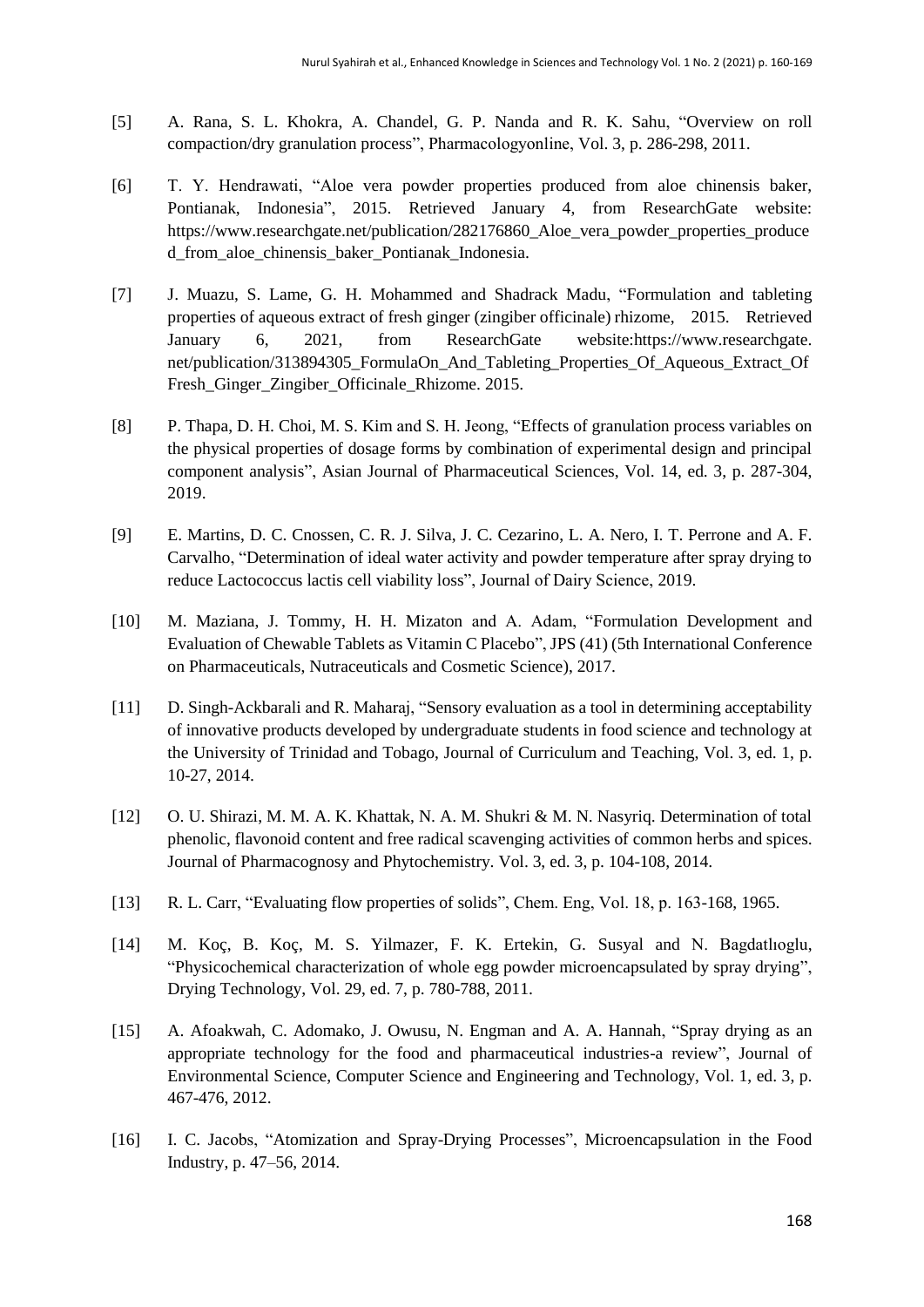[5] A. Rana, S. L. Khokra, A. Chandel, G. P. Nanda and R. K. Sahu, "Overview on roll compaction/dry granulation process", Pharmacologyonline, Vol. 3, p. 286-298, 2011.

[6] T. Y. Hendrawati, "Aloe vera powder properties produced from aloe chinensis baker, Pontianak, Indonesia", 2015. Retrieved January 4, from ResearchGate website: https://www.researchgate.net/publication/282176860_Aloe_vera_powder_properties_produced_from_aloe_chinensis_baker_Pontianak_Indonesia.

[7] J. Muazu, S. Lame, G. H. Mohammed and Shadrack Madu, "Formulation and tableting properties of aqueous extract of fresh ginger (zingiber officinale) rhizome, 2015. Retrieved January 6, 2021, from ResearchGate website:https://www.researchgate.net/publication/313894305_FormulaOn_And_Tableting_Properties_Of_Aqueous_Extract_Of_Fresh_Ginger_Zingiber_Officinale_Rhizome. 2015.

[8] P. Thapa, D. H. Choi, M. S. Kim and S. H. Jeong, "Effects of granulation process variables on the physical properties of dosage forms by combination of experimental design and principal component analysis", Asian Journal of Pharmaceutical Sciences, Vol. 14, ed. 3, p. 287-304, 2019.

[9] E. Martins, D. C. Cnossen, C. R. J. Silva, J. C. Cezarino, L. A. Nero, I. T. Perrone and A. F. Carvalho, "Determination of ideal water activity and powder temperature after spray drying to reduce Lactococcus lactis cell viability loss", Journal of Dairy Science, 2019.

[10] M. Maziana, J. Tommy, H. H. Mizaton and A. Adam, "Formulation Development and Evaluation of Chewable Tablets as Vitamin C Placebo", JPS (41) (5th International Conference on Pharmaceuticals, Nutraceuticals and Cosmetic Science), 2017.

[11] D. Singh-Ackbarali and R. Maharaj, "Sensory evaluation as a tool in determining acceptability of innovative products developed by undergraduate students in food science and technology at the University of Trinidad and Tobago, Journal of Curriculum and Teaching, Vol. 3, ed. 1, p. 10-27, 2014.

[12] O. U. Shirazi, M. M. A. K. Khattak, N. A. M. Shukri & M. N. Nasyriq. Determination of total phenolic, flavonoid content and free radical scavenging activities of common herbs and spices. Journal of Pharmacognosy and Phytochemistry. Vol. 3, ed. 3, p. 104-108, 2014.

[13] R. L. Carr, "Evaluating flow properties of solids", Chem. Eng, Vol. 18, p. 163-168, 1965.

[14] M. Koç, B. Koç, M. S. Yilmazer, F. K. Ertekin, G. Susyal and N. Bagdatlıoglu, "Physicochemical characterization of whole egg powder microencapsulated by spray drying", Drying Technology, Vol. 29, ed. 7, p. 780-788, 2011.

[15] A. Afoakwah, C. Adomako, J. Owusu, N. Engman and A. A. Hannah, "Spray drying as an appropriate technology for the food and pharmaceutical industries-a review", Journal of Environmental Science, Computer Science and Engineering and Technology, Vol. 1, ed. 3, p. 467-476, 2012.

[16] I. C. Jacobs, "Atomization and Spray-Drying Processes", Microencapsulation in the Food Industry, p. 47–56, 2014.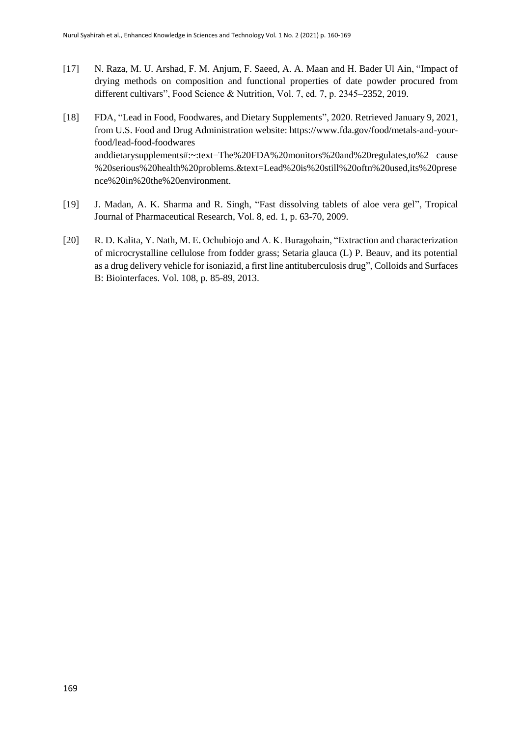[17] N. Raza, M. U. Arshad, F. M. Anjum, F. Saeed, A. A. Maan and H. Bader Ul Ain, "Impact of drying methods on composition and functional properties of date powder procured from different cultivars", Food Science & Nutrition, Vol. 7, ed. 7, p. 2345–2352, 2019.

[18] FDA, "Lead in Food, Foodwares, and Dietary Supplements", 2020. Retrieved January 9, 2021, from U.S. Food and Drug Administration website: https://www.fda.gov/food/metals-and-your-food/lead-food-foodwares anddietarysupplements#:~:text=The%20FDA%20monitors%20and%20regulates,to%2 cause %20serious%20health%20problems.&text=Lead%20is%20still%20oftn%20used,its%20presence%20in%20the%20environment.

[19] J. Madan, A. K. Sharma and R. Singh, "Fast dissolving tablets of aloe vera gel", Tropical Journal of Pharmaceutical Research, Vol. 8, ed. 1, p. 63-70, 2009.

[20] R. D. Kalita, Y. Nath, M. E. Ochubiojo and A. K. Buragohain, "Extraction and characterization of microcrystalline cellulose from fodder grass; Setaria glauca (L) P. Beauv, and its potential as a drug delivery vehicle for isoniazid, a first line antituberculosis drug", Colloids and Surfaces B: Biointerfaces. Vol. 108, p. 85-89, 2013.